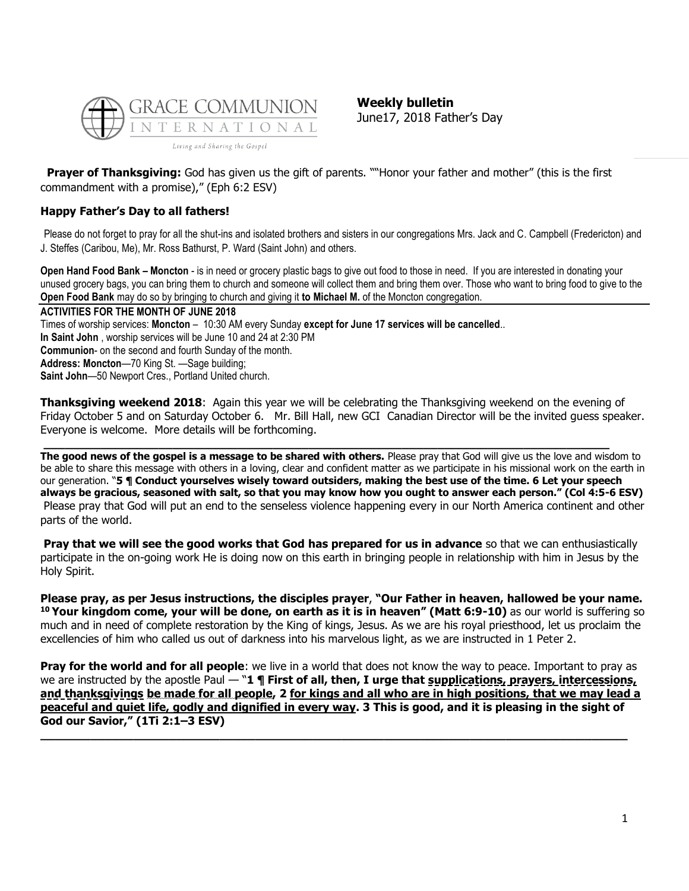GRACE COMMUNION INTERNATIONAL

*Living and Sharing the Gospel*

**Weekly bulletin**
June17, 2018 Father's Day

**Prayer of Thanksgiving:** God has given us the gift of parents. ""Honor your father and mother" (this is the first commandment with a promise)," (Eph 6:2 ESV)

**Happy Father's Day to all fathers!**

Please do not forget to pray for all the shut-ins and isolated brothers and sisters in our congregations Mrs. Jack and C. Campbell (Fredericton) and J. Steffes (Caribou, Me), Mr. Ross Bathurst, P. Ward (Saint John) and others.

**Open Hand Food Bank – Moncton** - is in need or grocery plastic bags to give out food to those in need. If you are interested in donating your unused grocery bags, you can bring them to church and someone will collect them and bring them over. Those who want to bring food to give to the **Open Food Bank** may do so by bringing to church and giving it **to Michael M.** of the Moncton congregation.

---

**ACTIVITIES FOR THE MONTH OF JUNE 2018**

Times of worship services: **Moncton** – 10:30 AM every Sunday **except for June 17 services will be cancelled**..
**In Saint John** , worship services will be June 10 and 24 at 2:30 PM
**Communion**- on the second and fourth Sunday of the month.
**Address: Moncton**—70 King St. —Sage building;
**Saint John**—50 Newport Cres., Portland United church.

**Thanksgiving weekend 2018**: Again this year we will be celebrating the Thanksgiving weekend on the evening of Friday October 5 and on Saturday October 6. Mr. Bill Hall, new GCI Canadian Director will be the invited guess speaker. Everyone is welcome. More details will be forthcoming.

---

**The good news of the gospel is a message to be shared with others.** Please pray that God will give us the love and wisdom to be able to share this message with others in a loving, clear and confident matter as we participate in his missional work on the earth in our generation. "**5 ¶ Conduct yourselves wisely toward outsiders, making the best use of the time. 6 Let your speech always be gracious, seasoned with salt, so that you may know how you ought to answer each person." (Col 4:5-6 ESV)**
Please pray that God will put an end to the senseless violence happening every in our North America continent and other parts of the world.

**Pray that we will see the good works that God has prepared for us in advance** so that we can enthusiastically participate in the on-going work He is doing now on this earth in bringing people in relationship with him in Jesus by the Holy Spirit.

**Please pray, as per Jesus instructions, the disciples prayer**, **"Our Father in heaven, hallowed be your name. 10 Your kingdom come, your will be done, on earth as it is in heaven" (Matt 6:9-10)** as our world is suffering so much and in need of complete restoration by the King of kings, Jesus. As we are his royal priesthood, let us proclaim the excellencies of him who called us out of darkness into his marvelous light, as we are instructed in 1 Peter 2.

**Pray for the world and for all people**: we live in a world that does not know the way to peace. Important to pray as we are instructed by the apostle Paul — "**1 ¶ First of all, then, I urge that <u>supplications, prayers, intercessions, and thanksgivings</u> <u>be made for all people</u>, 2 <u>for kings and all who are in high positions, that we may lead a peaceful and quiet life, godly and dignified in every way</u>. 3 This is good, and it is pleasing in the sight of God our Savior," (1Ti 2:1–3 ESV)**

---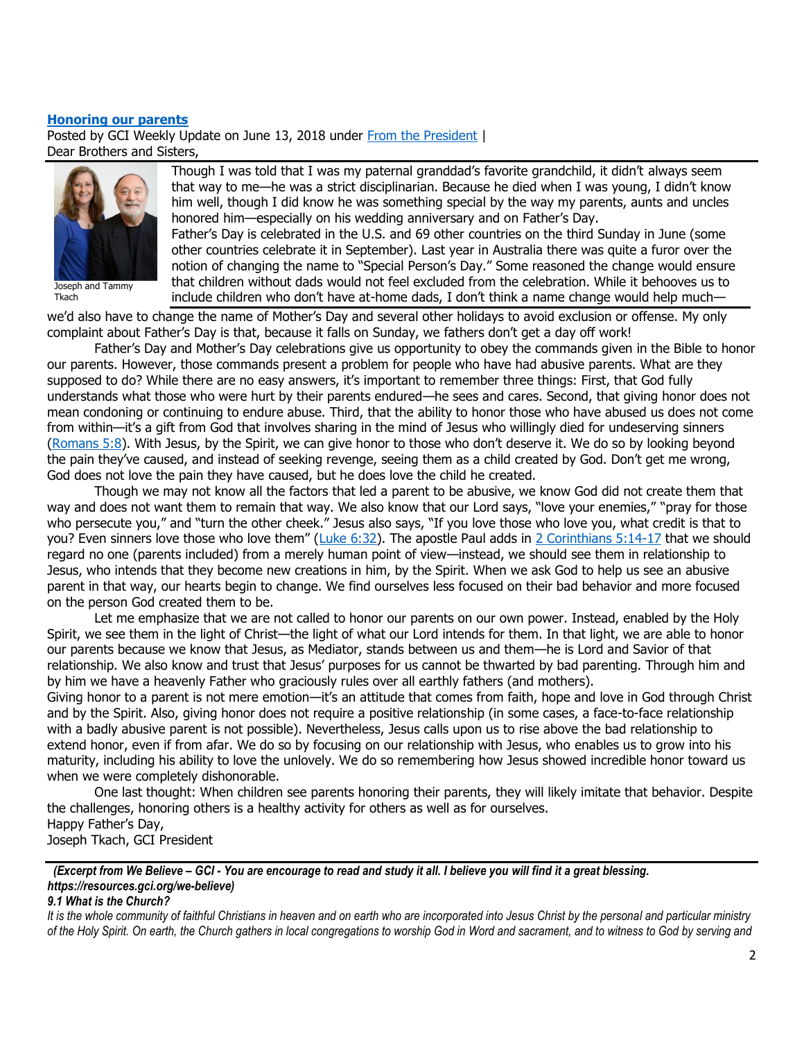## [Honoring our parents](#)

Posted by GCI Weekly Update on June 13, 2018 under [From the President](#) |
Dear Brothers and Sisters,

Joseph and Tammy Tkach

Though I was told that I was my paternal granddad's favorite grandchild, it didn't always seem that way to me—he was a strict disciplinarian. Because he died when I was young, I didn't know him well, though I did know he was something special by the way my parents, aunts and uncles honored him—especially on his wedding anniversary and on Father's Day.

Father's Day is celebrated in the U.S. and 69 other countries on the third Sunday in June (some other countries celebrate it in September). Last year in Australia there was quite a furor over the notion of changing the name to "Special Person's Day." Some reasoned the change would ensure that children without dads would not feel excluded from the celebration. While it behooves us to include children who don't have at-home dads, I don't think a name change would help much—we'd also have to change the name of Mother's Day and several other holidays to avoid exclusion or offense. My only complaint about Father's Day is that, because it falls on Sunday, we fathers don't get a day off work!

Father's Day and Mother's Day celebrations give us opportunity to obey the commands given in the Bible to honor our parents. However, those commands present a problem for people who have had abusive parents. What are they supposed to do? While there are no easy answers, it's important to remember three things: First, that God fully understands what those who were hurt by their parents endured—he sees and cares. Second, that giving honor does not mean condoning or continuing to endure abuse. Third, that the ability to honor those who have abused us does not come from within—it's a gift from God that involves sharing in the mind of Jesus who willingly died for undeserving sinners ([Romans 5:8](#)). With Jesus, by the Spirit, we can give honor to those who don't deserve it. We do so by looking beyond the pain they've caused, and instead of seeking revenge, seeing them as a child created by God. Don't get me wrong, God does not love the pain they have caused, but he does love the child he created.

Though we may not know all the factors that led a parent to be abusive, we know God did not create them that way and does not want them to remain that way. We also know that our Lord says, "love your enemies," "pray for those who persecute you," and "turn the other cheek." Jesus also says, "If you love those who love you, what credit is that to you? Even sinners love those who love them" ([Luke 6:32](#)). The apostle Paul adds in [2 Corinthians 5:14-17](#) that we should regard no one (parents included) from a merely human point of view—instead, we should see them in relationship to Jesus, who intends that they become new creations in him, by the Spirit. When we ask God to help us see an abusive parent in that way, our hearts begin to change. We find ourselves less focused on their bad behavior and more focused on the person God created them to be.

Let me emphasize that we are not called to honor our parents on our own power. Instead, enabled by the Holy Spirit, we see them in the light of Christ—the light of what our Lord intends for them. In that light, we are able to honor our parents because we know that Jesus, as Mediator, stands between us and them—he is Lord and Savior of that relationship. We also know and trust that Jesus' purposes for us cannot be thwarted by bad parenting. Through him and by him we have a heavenly Father who graciously rules over all earthly fathers (and mothers).

Giving honor to a parent is not mere emotion—it's an attitude that comes from faith, hope and love in God through Christ and by the Spirit. Also, giving honor does not require a positive relationship (in some cases, a face-to-face relationship with a badly abusive parent is not possible). Nevertheless, Jesus calls upon us to rise above the bad relationship to extend honor, even if from afar. We do so by focusing on our relationship with Jesus, who enables us to grow into his maturity, including his ability to love the unlovely. We do so remembering how Jesus showed incredible honor toward us when we were completely dishonorable.

One last thought: When children see parents honoring their parents, they will likely imitate that behavior. Despite the challenges, honoring others is a healthy activity for others as well as for ourselves.

Happy Father's Day,
Joseph Tkach, GCI President

---

***(Excerpt from We Believe – GCI - You are encourage to read and study it all. I believe you will find it a great blessing. https://resources.gci.org/we-believe)***

***9.1 What is the Church?***

*It is the whole community of faithful Christians in heaven and on earth who are incorporated into Jesus Christ by the personal and particular ministry of the Holy Spirit. On earth, the Church gathers in local congregations to worship God in Word and sacrament, and to witness to God by serving and*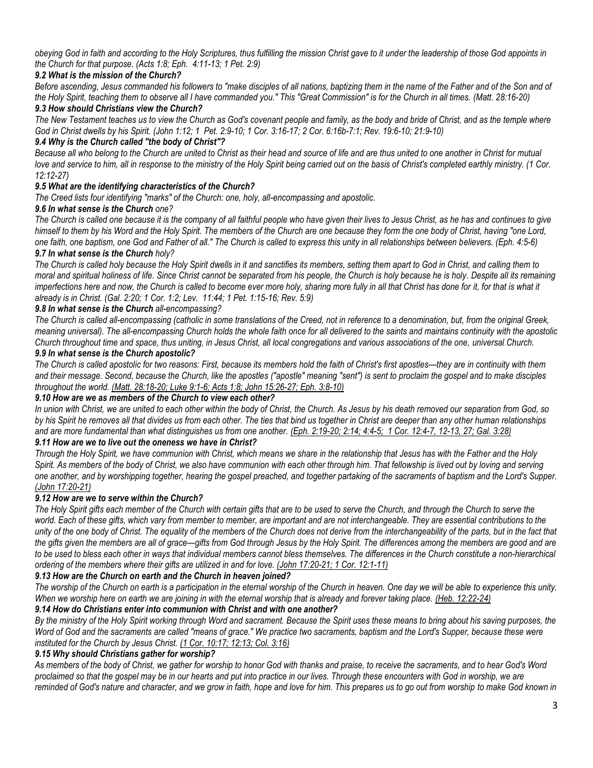*obeying God in faith and according to the Holy Scriptures, thus fulfilling the mission Christ gave to it under the leadership of those God appoints in the Church for that purpose. (Acts 1:8; Eph. 4:11-13; 1 Pet. 2:9)*

### *9.2 What is the mission of the Church?*

*Before ascending, Jesus commanded his followers to "make disciples of all nations, baptizing them in the name of the Father and of the Son and of the Holy Spirit, teaching them to observe all I have commanded you." This "Great Commission" is for the Church in all times. (Matt. 28:16-20)*

### *9.3 How should Christians view the Church?*

*The New Testament teaches us to view the Church as God's covenant people and family, as the body and bride of Christ, and as the temple where God in Christ dwells by his Spirit. (John 1:12; 1 Pet. 2:9-10; 1 Cor. 3:16-17; 2 Cor. 6:16b-7:1; Rev. 19:6-10; 21:9-10)*

### *9.4 Why is the Church called "the body of Christ"?*

*Because all who belong to the Church are united to Christ as their head and source of life and are thus united to one another in Christ for mutual love and service to him, all in response to the ministry of the Holy Spirit being carried out on the basis of Christ's completed earthly ministry. (1 Cor. 12:12-27)*

### *9.5 What are the identifying characteristics of the Church?*

*The Creed lists four identifying "marks" of the Church: one, holy, all-encompassing and apostolic.*

### *9.6 In what sense is the Church one?*

*The Church is called one because it is the company of all faithful people who have given their lives to Jesus Christ, as he has and continues to give himself to them by his Word and the Holy Spirit. The members of the Church are one because they form the one body of Christ, having "one Lord, one faith, one baptism, one God and Father of all." The Church is called to express this unity in all relationships between believers. (Eph. 4:5-6)*

### *9.7 In what sense is the Church holy?*

*The Church is called holy because the Holy Spirit dwells in it and sanctifies its members, setting them apart to God in Christ, and calling them to moral and spiritual holiness of life. Since Christ cannot be separated from his people, the Church is holy because he is holy. Despite all its remaining imperfections here and now, the Church is called to become ever more holy, sharing more fully in all that Christ has done for it, for that is what it already is in Christ. (Gal. 2:20; 1 Cor. 1:2; Lev. 11:44; 1 Pet. 1:15-16; Rev. 5:9)*

### *9.8 In what sense is the Church all-encompassing?*

*The Church is called all-encompassing (catholic in some translations of the Creed, not in reference to a denomination, but, from the original Greek, meaning universal). The all-encompassing Church holds the whole faith once for all delivered to the saints and maintains continuity with the apostolic Church throughout time and space, thus uniting, in Jesus Christ, all local congregations and various associations of the one, universal Church.*

### *9.9 In what sense is the Church apostolic?*

*The Church is called apostolic for two reasons: First, because its members hold the faith of Christ's first apostles—they are in continuity with them and their message. Second, because the Church, like the apostles ("apostle" meaning "sent") is sent to proclaim the gospel and to make disciples throughout the world. (Matt. 28:18-20; Luke 9:1-6; Acts 1:8; John 15:26-27; Eph. 3:8-10)*

### *9.10 How are we as members of the Church to view each other?*

*In union with Christ, we are united to each other within the body of Christ, the Church. As Jesus by his death removed our separation from God, so by his Spirit he removes all that divides us from each other. The ties that bind us together in Christ are deeper than any other human relationships and are more fundamental than what distinguishes us from one another. (Eph. 2:19-20; 2:14; 4:4-5; 1 Cor. 12:4-7, 12-13, 27; Gal. 3:28)*

### *9.11 How are we to live out the oneness we have in Christ?*

*Through the Holy Spirit, we have communion with Christ, which means we share in the relationship that Jesus has with the Father and the Holy Spirit. As members of the body of Christ, we also have communion with each other through him. That fellowship is lived out by loving and serving one another, and by worshipping together, hearing the gospel preached, and together partaking of the sacraments of baptism and the Lord's Supper. (John 17:20-21)*

### *9.12 How are we to serve within the Church?*

*The Holy Spirit gifts each member of the Church with certain gifts that are to be used to serve the Church, and through the Church to serve the world. Each of these gifts, which vary from member to member, are important and are not interchangeable. They are essential contributions to the unity of the one body of Christ. The equality of the members of the Church does not derive from the interchangeability of the parts, but in the fact that the gifts given the members are all of grace—gifts from God through Jesus by the Holy Spirit. The differences among the members are good and are to be used to bless each other in ways that individual members cannot bless themselves. The differences in the Church constitute a non-hierarchical ordering of the members where their gifts are utilized in and for love. (John 17:20-21; 1 Cor. 12:1-11)*

### *9.13 How are the Church on earth and the Church in heaven joined?*

*The worship of the Church on earth is a participation in the eternal worship of the Church in heaven. One day we will be able to experience this unity. When we worship here on earth we are joining in with the eternal worship that is already and forever taking place. (Heb. 12:22-24)*

### *9.14 How do Christians enter into communion with Christ and with one another?*

*By the ministry of the Holy Spirit working through Word and sacrament. Because the Spirit uses these means to bring about his saving purposes, the Word of God and the sacraments are called "means of grace." We practice two sacraments, baptism and the Lord's Supper, because these were instituted for the Church by Jesus Christ. (1 Cor. 10:17; 12:13; Col. 3:16)*

### *9.15 Why should Christians gather for worship?*

*As members of the body of Christ, we gather for worship to honor God with thanks and praise, to receive the sacraments, and to hear God's Word proclaimed so that the gospel may be in our hearts and put into practice in our lives. Through these encounters with God in worship, we are reminded of God's nature and character, and we grow in faith, hope and love for him. This prepares us to go out from worship to make God known in*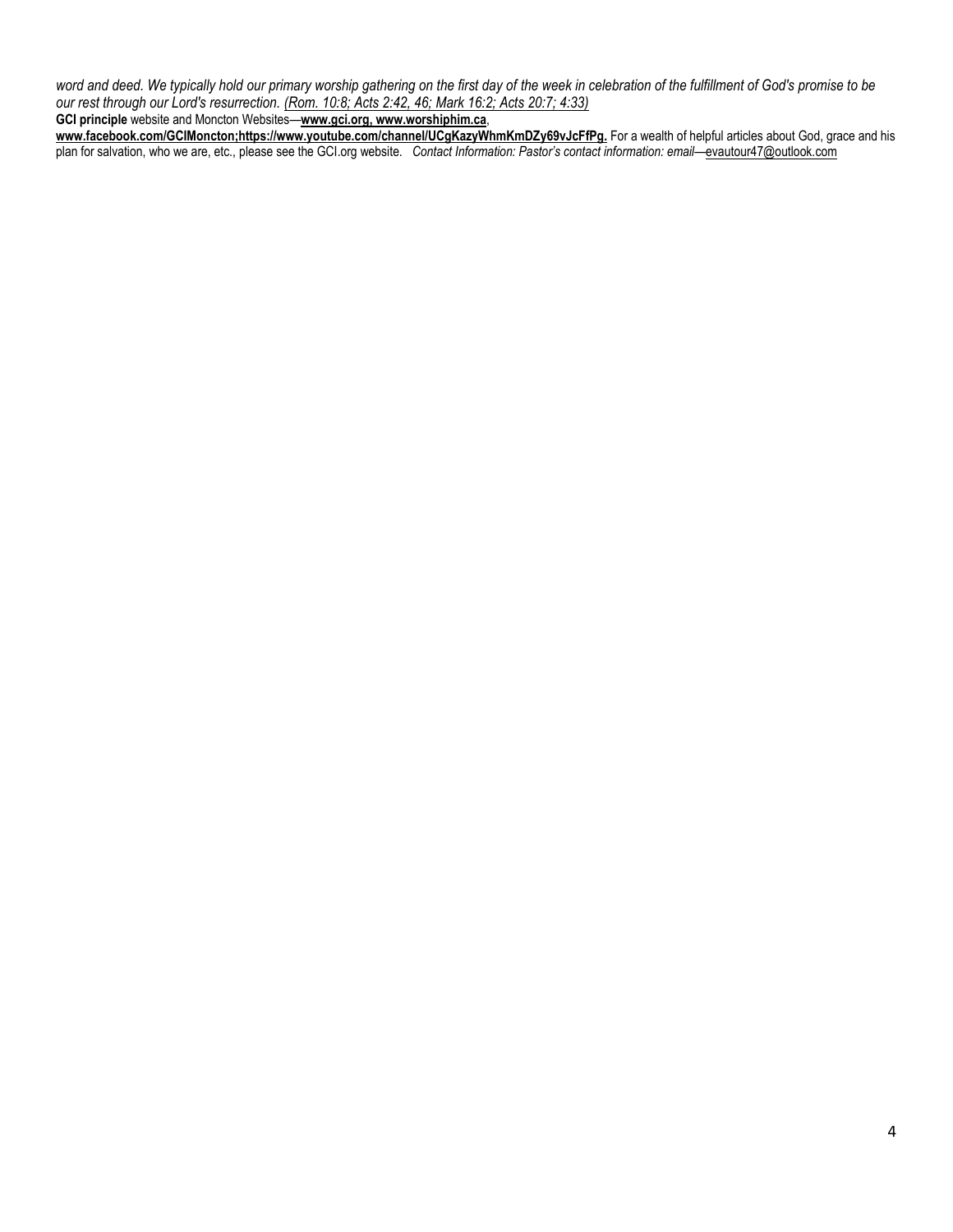*word and deed. We typically hold our primary worship gathering on the first day of the week in celebration of the fulfillment of God's promise to be our rest through our Lord's resurrection. (Rom. 10:8; Acts 2:42, 46; Mark 16:2; Acts 20:7; 4:33)*

**GCI principle** website and Moncton Websites—**www.gci.org, www.worshiphim.ca**, **www.facebook.com/GCIMoncton;https://www.youtube.com/channel/UCgKazyWhmKmDZy69vJcFfPg.** For a wealth of helpful articles about God, grace and his plan for salvation, who we are, etc., please see the GCI.org website. *Contact Information: Pastor's contact information: email*—evautour47@outlook.com